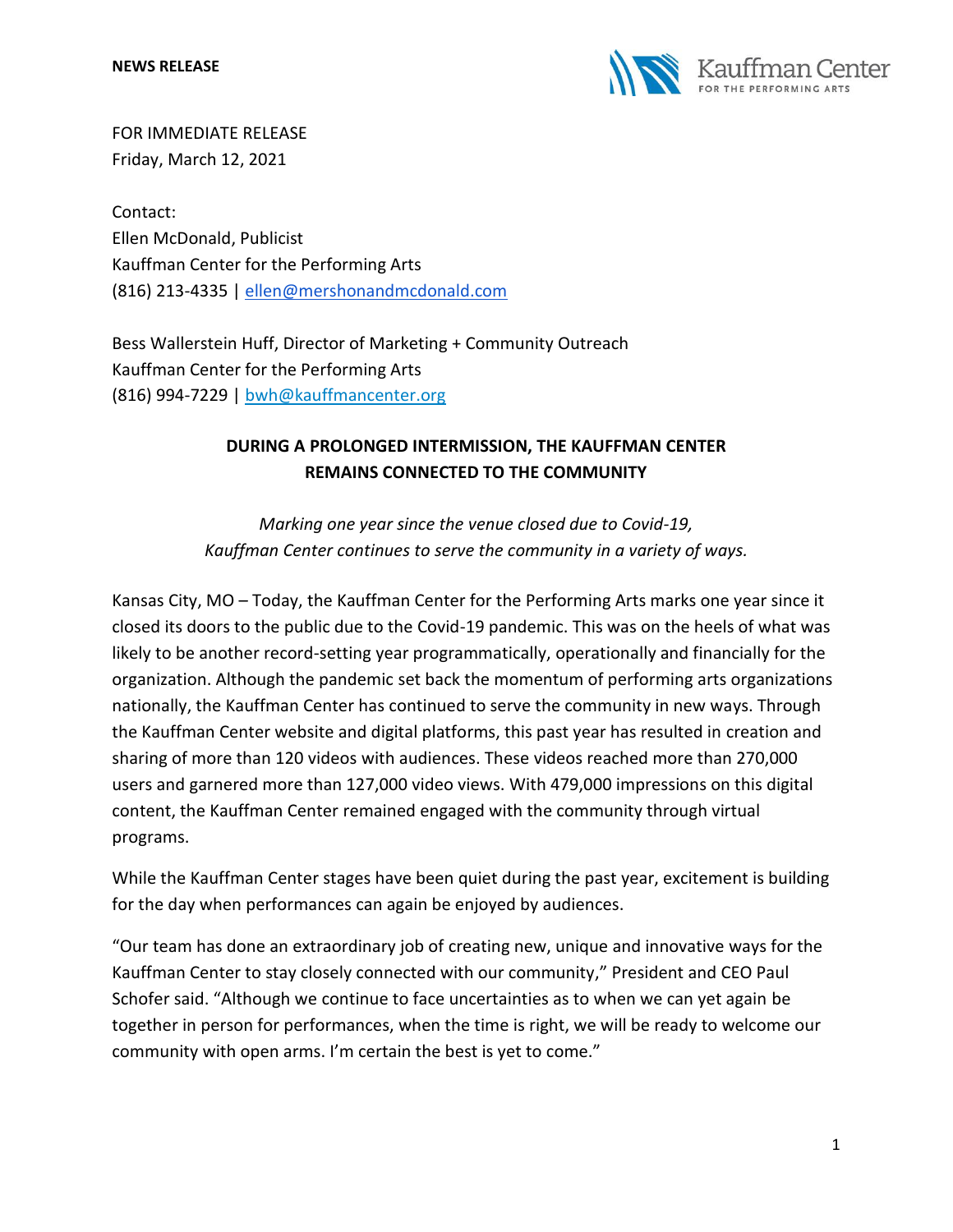**NEWS RELEASE**

FOR IMMEDIATE RELEASE
Friday, March 12, 2021

Contact:
Ellen McDonald, Publicist
Kauffman Center for the Performing Arts
(816) 213-4335 | ellen@mershonandmcdonald.com

Bess Wallerstein Huff, Director of Marketing + Community Outreach
Kauffman Center for the Performing Arts
(816) 994-7229 | bwh@kauffmancenter.org

# DURING A PROLONGED INTERMISSION, THE KAUFFMAN CENTER REMAINS CONNECTED TO THE COMMUNITY

*Marking one year since the venue closed due to Covid-19, Kauffman Center continues to serve the community in a variety of ways.*

Kansas City, MO – Today, the Kauffman Center for the Performing Arts marks one year since it closed its doors to the public due to the Covid-19 pandemic. This was on the heels of what was likely to be another record-setting year programmatically, operationally and financially for the organization. Although the pandemic set back the momentum of performing arts organizations nationally, the Kauffman Center has continued to serve the community in new ways. Through the Kauffman Center website and digital platforms, this past year has resulted in creation and sharing of more than 120 videos with audiences. These videos reached more than 270,000 users and garnered more than 127,000 video views. With 479,000 impressions on this digital content, the Kauffman Center remained engaged with the community through virtual programs.

While the Kauffman Center stages have been quiet during the past year, excitement is building for the day when performances can again be enjoyed by audiences.

"Our team has done an extraordinary job of creating new, unique and innovative ways for the Kauffman Center to stay closely connected with our community," President and CEO Paul Schofer said. "Although we continue to face uncertainties as to when we can yet again be together in person for performances, when the time is right, we will be ready to welcome our community with open arms. I'm certain the best is yet to come."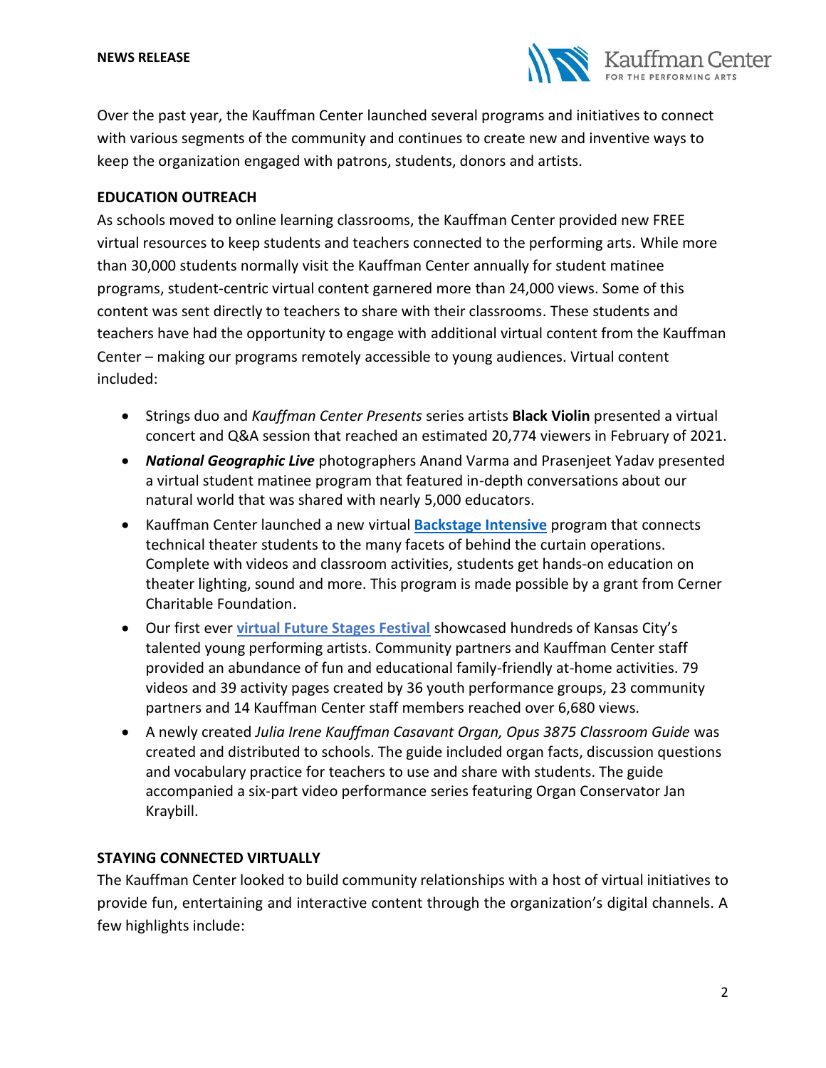Over the past year, the Kauffman Center launched several programs and initiatives to connect with various segments of the community and continues to create new and inventive ways to keep the organization engaged with patrons, students, donors and artists.

**EDUCATION OUTREACH**

As schools moved to online learning classrooms, the Kauffman Center provided new FREE virtual resources to keep students and teachers connected to the performing arts. While more than 30,000 students normally visit the Kauffman Center annually for student matinee programs, student-centric virtual content garnered more than 24,000 views. Some of this content was sent directly to teachers to share with their classrooms. These students and teachers have had the opportunity to engage with additional virtual content from the Kauffman Center – making our programs remotely accessible to young audiences. Virtual content included:

- Strings duo and *Kauffman Center Presents* series artists **Black Violin** presented a virtual concert and Q&A session that reached an estimated 20,774 viewers in February of 2021.
- ***National Geographic Live*** photographers Anand Varma and Prasenjeet Yadav presented a virtual student matinee program that featured in-depth conversations about our natural world that was shared with nearly 5,000 educators.
- Kauffman Center launched a new virtual **Backstage Intensive** program that connects technical theater students to the many facets of behind the curtain operations. Complete with videos and classroom activities, students get hands-on education on theater lighting, sound and more. This program is made possible by a grant from Cerner Charitable Foundation.
- Our first ever **virtual Future Stages Festival** showcased hundreds of Kansas City's talented young performing artists. Community partners and Kauffman Center staff provided an abundance of fun and educational family-friendly at-home activities. 79 videos and 39 activity pages created by 36 youth performance groups, 23 community partners and 14 Kauffman Center staff members reached over 6,680 views.
- A newly created *Julia Irene Kauffman Casavant Organ, Opus 3875 Classroom Guide* was created and distributed to schools. The guide included organ facts, discussion questions and vocabulary practice for teachers to use and share with students. The guide accompanied a six-part video performance series featuring Organ Conservator Jan Kraybill.

**STAYING CONNECTED VIRTUALLY**

The Kauffman Center looked to build community relationships with a host of virtual initiatives to provide fun, entertaining and interactive content through the organization's digital channels. A few highlights include: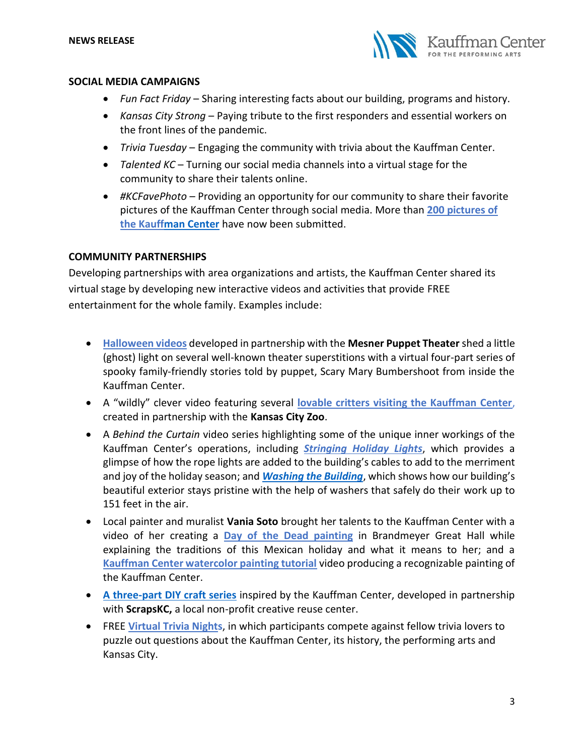## SOCIAL MEDIA CAMPAIGNS

- *Fun Fact Friday* – Sharing interesting facts about our building, programs and history.
- *Kansas City Strong* – Paying tribute to the first responders and essential workers on the front lines of the pandemic.
- *Trivia Tuesday* – Engaging the community with trivia about the Kauffman Center.
- *Talented KC* – Turning our social media channels into a virtual stage for the community to share their talents online.
- *#KCFavePhoto* – Providing an opportunity for our community to share their favorite pictures of the Kauffman Center through social media. More than **200 pictures of the Kauffman Center** have now been submitted.

## COMMUNITY PARTNERSHIPS

Developing partnerships with area organizations and artists, the Kauffman Center shared its virtual stage by developing new interactive videos and activities that provide FREE entertainment for the whole family. Examples include:

- **Halloween videos** developed in partnership with the **Mesner Puppet Theater** shed a little (ghost) light on several well-known theater superstitions with a virtual four-part series of spooky family-friendly stories told by puppet, Scary Mary Bumbershoot from inside the Kauffman Center.
- A "wildly" clever video featuring several **lovable critters visiting the Kauffman Center**, created in partnership with the **Kansas City Zoo**.
- A *Behind the Curtain* video series highlighting some of the unique inner workings of the Kauffman Center's operations, including ***Stringing Holiday Lights***, which provides a glimpse of how the rope lights are added to the building's cables to add to the merriment and joy of the holiday season; and ***Washing the Building***, which shows how our building's beautiful exterior stays pristine with the help of washers that safely do their work up to 151 feet in the air.
- Local painter and muralist **Vania Soto** brought her talents to the Kauffman Center with a video of her creating a **Day of the Dead painting** in Brandmeyer Great Hall while explaining the traditions of this Mexican holiday and what it means to her; and a **Kauffman Center watercolor painting tutorial** video producing a recognizable painting of the Kauffman Center.
- **A three-part DIY craft series** inspired by the Kauffman Center, developed in partnership with **ScrapsKC,** a local non-profit creative reuse center.
- FREE **Virtual Trivia Nights**, in which participants compete against fellow trivia lovers to puzzle out questions about the Kauffman Center, its history, the performing arts and Kansas City.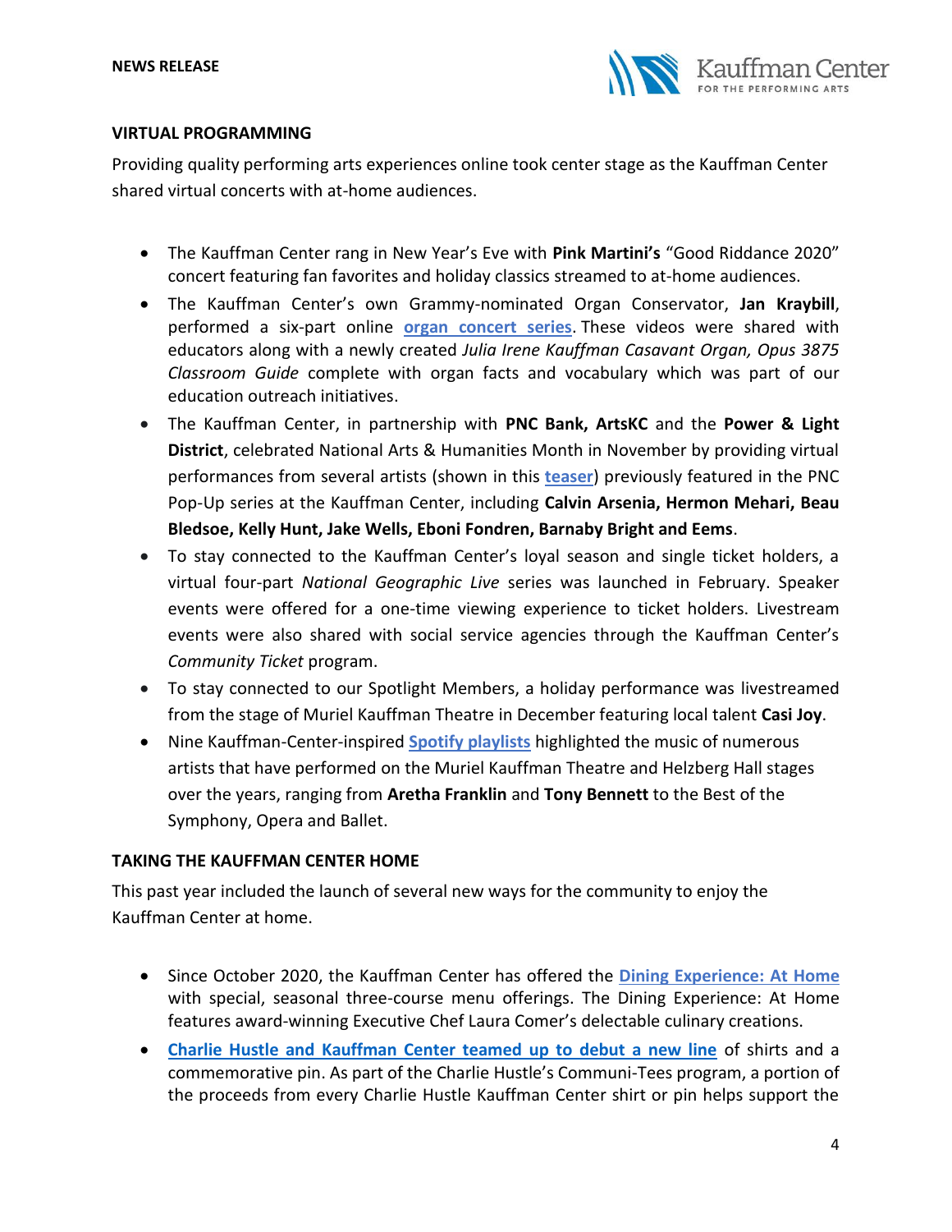## VIRTUAL PROGRAMMING

Providing quality performing arts experiences online took center stage as the Kauffman Center shared virtual concerts with at-home audiences.

- The Kauffman Center rang in New Year's Eve with **Pink Martini's** "Good Riddance 2020" concert featuring fan favorites and holiday classics streamed to at-home audiences.
- The Kauffman Center's own Grammy-nominated Organ Conservator, **Jan Kraybill**, performed a six-part online **organ concert series**. These videos were shared with educators along with a newly created *Julia Irene Kauffman Casavant Organ, Opus 3875 Classroom Guide* complete with organ facts and vocabulary which was part of our education outreach initiatives.
- The Kauffman Center, in partnership with **PNC Bank, ArtsKC** and the **Power & Light District**, celebrated National Arts & Humanities Month in November by providing virtual performances from several artists (shown in this **teaser**) previously featured in the PNC Pop-Up series at the Kauffman Center, including **Calvin Arsenia, Hermon Mehari, Beau Bledsoe, Kelly Hunt, Jake Wells, Eboni Fondren, Barnaby Bright and Eems**.
- To stay connected to the Kauffman Center's loyal season and single ticket holders, a virtual four-part *National Geographic Live* series was launched in February. Speaker events were offered for a one-time viewing experience to ticket holders. Livestream events were also shared with social service agencies through the Kauffman Center's *Community Ticket* program.
- To stay connected to our Spotlight Members, a holiday performance was livestreamed from the stage of Muriel Kauffman Theatre in December featuring local talent **Casi Joy**.
- Nine Kauffman-Center-inspired **Spotify playlists** highlighted the music of numerous artists that have performed on the Muriel Kauffman Theatre and Helzberg Hall stages over the years, ranging from **Aretha Franklin** and **Tony Bennett** to the Best of the Symphony, Opera and Ballet.

## TAKING THE KAUFFMAN CENTER HOME

This past year included the launch of several new ways for the community to enjoy the Kauffman Center at home.

- Since October 2020, the Kauffman Center has offered the **Dining Experience: At Home** with special, seasonal three-course menu offerings. The Dining Experience: At Home features award-winning Executive Chef Laura Comer's delectable culinary creations.
- **Charlie Hustle and Kauffman Center teamed up to debut a new line** of shirts and a commemorative pin. As part of the Charlie Hustle's Communi-Tees program, a portion of the proceeds from every Charlie Hustle Kauffman Center shirt or pin helps support the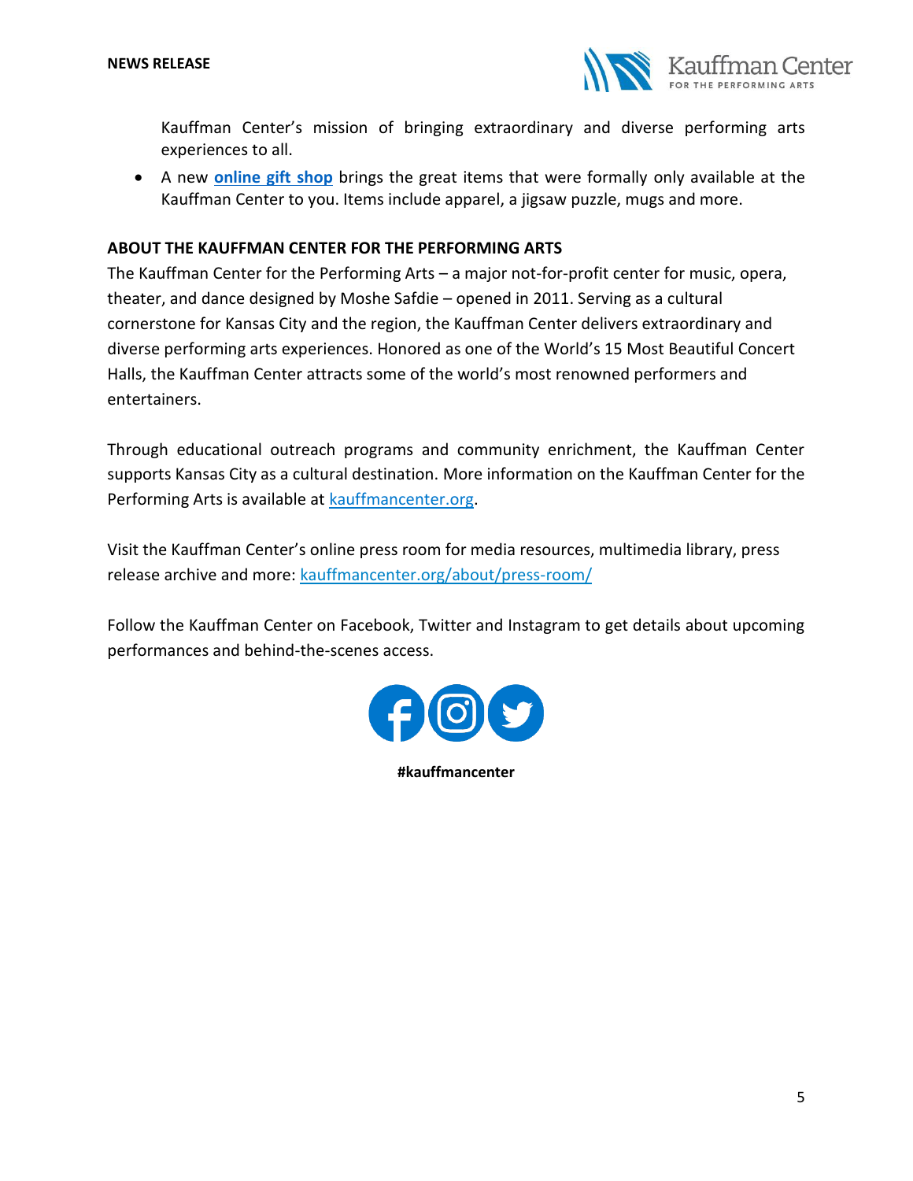Kauffman Center's mission of bringing extraordinary and diverse performing arts experiences to all.

- A new **online gift shop** brings the great items that were formally only available at the Kauffman Center to you. Items include apparel, a jigsaw puzzle, mugs and more.

**ABOUT THE KAUFFMAN CENTER FOR THE PERFORMING ARTS**

The Kauffman Center for the Performing Arts – a major not-for-profit center for music, opera, theater, and dance designed by Moshe Safdie – opened in 2011. Serving as a cultural cornerstone for Kansas City and the region, the Kauffman Center delivers extraordinary and diverse performing arts experiences. Honored as one of the World's 15 Most Beautiful Concert Halls, the Kauffman Center attracts some of the world's most renowned performers and entertainers.

Through educational outreach programs and community enrichment, the Kauffman Center supports Kansas City as a cultural destination. More information on the Kauffman Center for the Performing Arts is available at kauffmancenter.org.

Visit the Kauffman Center's online press room for media resources, multimedia library, press release archive and more: kauffmancenter.org/about/press-room/

Follow the Kauffman Center on Facebook, Twitter and Instagram to get details about upcoming performances and behind-the-scenes access.

**#kauffmancenter**